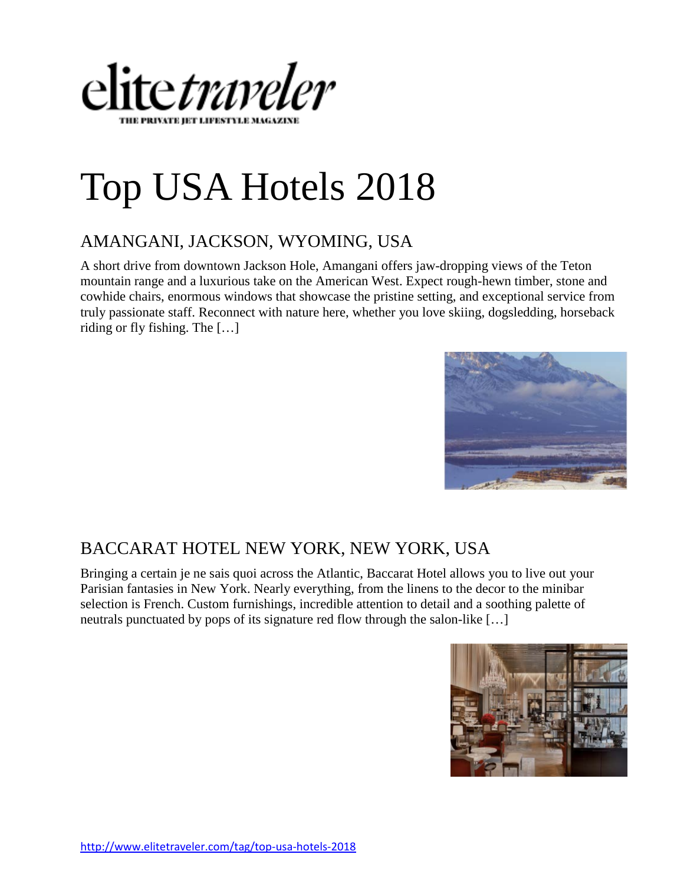elite*traveler*

THE PRIVATE JET LIFESTYLE MAGAZINE

# Top USA Hotels 2018

## AMANGANI, JACKSON, WYOMING, USA

A short drive from downtown Jackson Hole, Amangani offers jaw-dropping views of the Teton mountain range and a luxurious take on the American West. Expect rough-hewn timber, stone and cowhide chairs, enormous windows that showcase the pristine setting, and exceptional service from truly passionate staff. Reconnect with nature here, whether you love skiing, dogsledding, horseback riding or fly fishing. The […]

## BACCARAT HOTEL NEW YORK, NEW YORK, USA

Bringing a certain je ne sais quoi across the Atlantic, Baccarat Hotel allows you to live out your Parisian fantasies in New York. Nearly everything, from the linens to the decor to the minibar selection is French. Custom furnishings, incredible attention to detail and a soothing palette of neutrals punctuated by pops of its signature red flow through the salon-like […]

http://www.elitetraveler.com/tag/top-usa-hotels-2018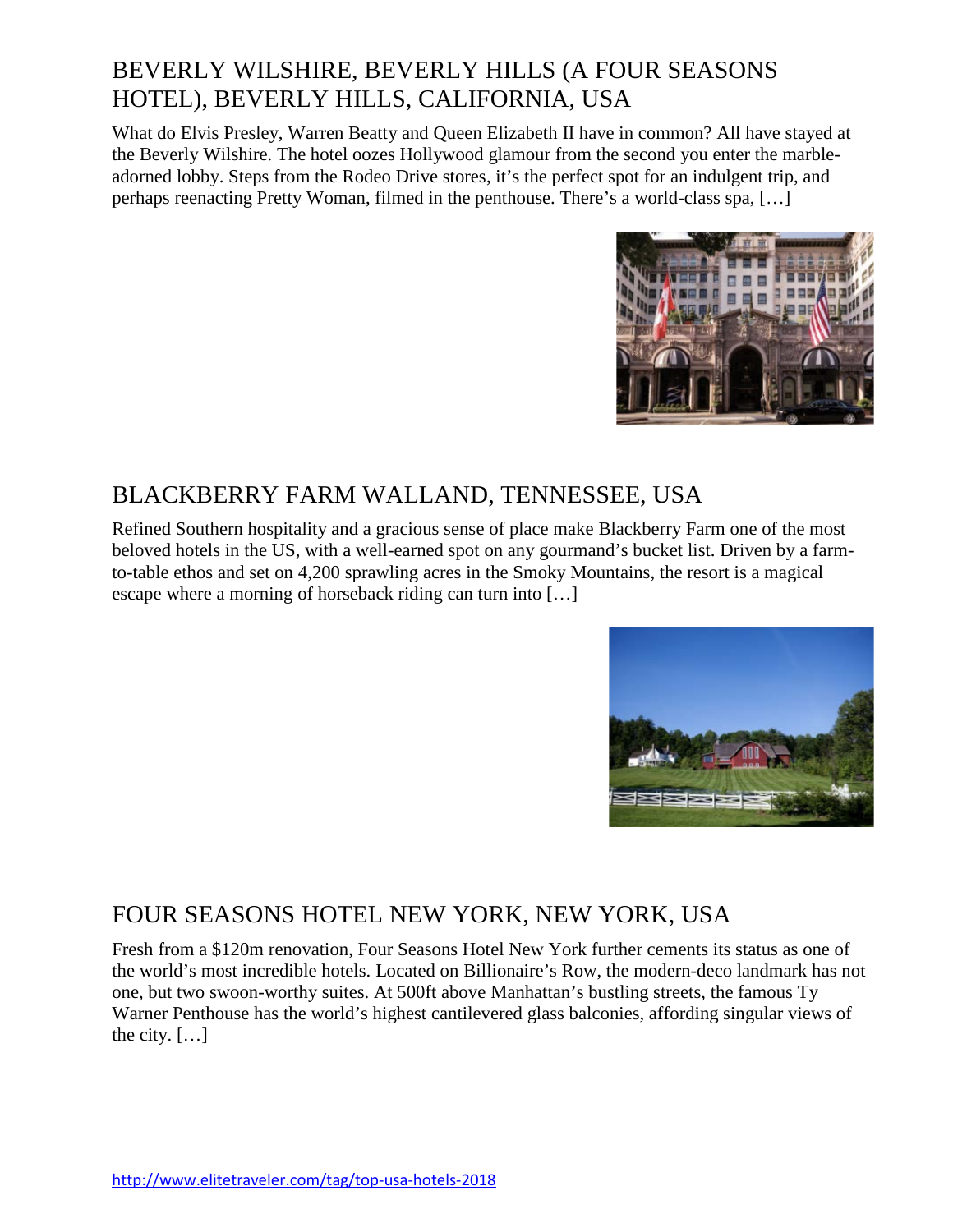## BEVERLY WILSHIRE, BEVERLY HILLS (A FOUR SEASONS HOTEL), BEVERLY HILLS, CALIFORNIA, USA

What do Elvis Presley, Warren Beatty and Queen Elizabeth II have in common? All have stayed at the Beverly Wilshire. The hotel oozes Hollywood glamour from the second you enter the marble-adorned lobby. Steps from the Rodeo Drive stores, it's the perfect spot for an indulgent trip, and perhaps reenacting Pretty Woman, filmed in the penthouse. There's a world-class spa, […]

## BLACKBERRY FARM WALLAND, TENNESSEE, USA

Refined Southern hospitality and a gracious sense of place make Blackberry Farm one of the most beloved hotels in the US, with a well-earned spot on any gourmand's bucket list. Driven by a farm-to-table ethos and set on 4,200 sprawling acres in the Smoky Mountains, the resort is a magical escape where a morning of horseback riding can turn into […]

## FOUR SEASONS HOTEL NEW YORK, NEW YORK, USA

Fresh from a $120m renovation, Four Seasons Hotel New York further cements its status as one of the world's most incredible hotels. Located on Billionaire's Row, the modern-deco landmark has not one, but two swoon-worthy suites. At 500ft above Manhattan's bustling streets, the famous Ty Warner Penthouse has the world's highest cantilevered glass balconies, affording singular views of the city. […]

http://www.elitetraveler.com/tag/top-usa-hotels-2018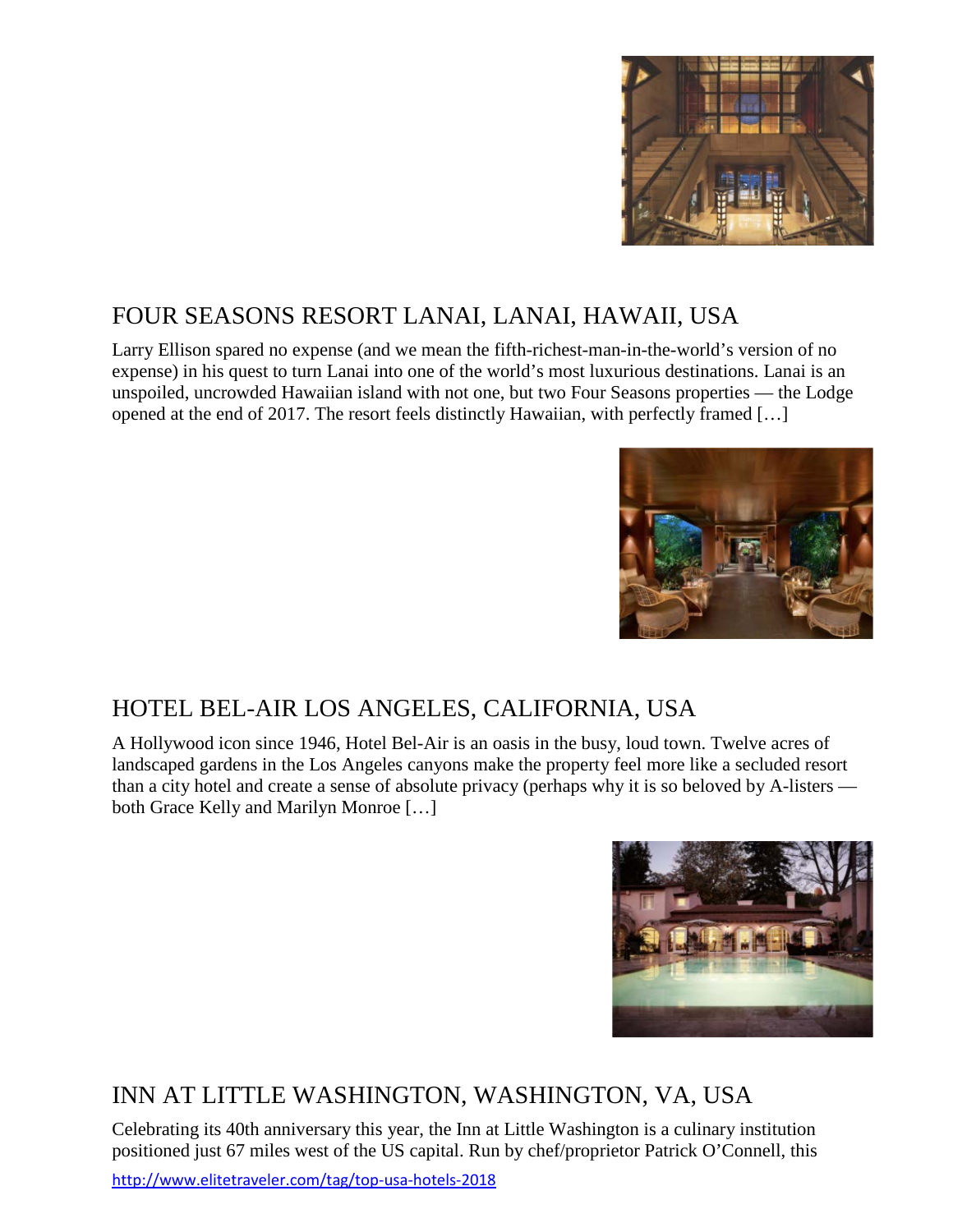## FOUR SEASONS RESORT LANAI, LANAI, HAWAII, USA

Larry Ellison spared no expense (and we mean the fifth-richest-man-in-the-world's version of no expense) in his quest to turn Lanai into one of the world's most luxurious destinations. Lanai is an unspoiled, uncrowded Hawaiian island with not one, but two Four Seasons properties — the Lodge opened at the end of 2017. The resort feels distinctly Hawaiian, with perfectly framed […]

## HOTEL BEL-AIR LOS ANGELES, CALIFORNIA, USA

A Hollywood icon since 1946, Hotel Bel-Air is an oasis in the busy, loud town. Twelve acres of landscaped gardens in the Los Angeles canyons make the property feel more like a secluded resort than a city hotel and create a sense of absolute privacy (perhaps why it is so beloved by A-listers — both Grace Kelly and Marilyn Monroe […]

## INN AT LITTLE WASHINGTON, WASHINGTON, VA, USA

Celebrating its 40th anniversary this year, the Inn at Little Washington is a culinary institution positioned just 67 miles west of the US capital. Run by chef/proprietor Patrick O'Connell, this

http://www.elitetraveler.com/tag/top-usa-hotels-2018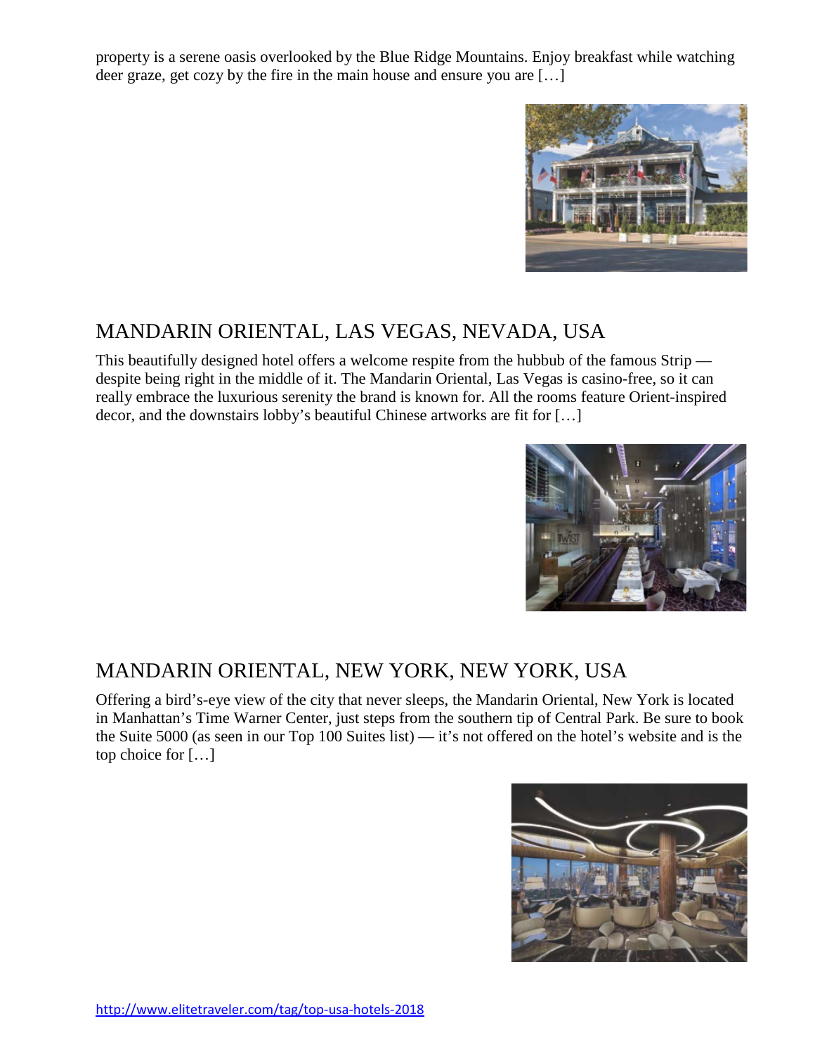property is a serene oasis overlooked by the Blue Ridge Mountains. Enjoy breakfast while watching deer graze, get cozy by the fire in the main house and ensure you are […]

## MANDARIN ORIENTAL, LAS VEGAS, NEVADA, USA

This beautifully designed hotel offers a welcome respite from the hubbub of the famous Strip — despite being right in the middle of it. The Mandarin Oriental, Las Vegas is casino-free, so it can really embrace the luxurious serenity the brand is known for. All the rooms feature Orient-inspired decor, and the downstairs lobby's beautiful Chinese artworks are fit for […]

## MANDARIN ORIENTAL, NEW YORK, NEW YORK, USA

Offering a bird's-eye view of the city that never sleeps, the Mandarin Oriental, New York is located in Manhattan's Time Warner Center, just steps from the southern tip of Central Park. Be sure to book the Suite 5000 (as seen in our Top 100 Suites list) — it's not offered on the hotel's website and is the top choice for […]

http://www.elitetraveler.com/tag/top-usa-hotels-2018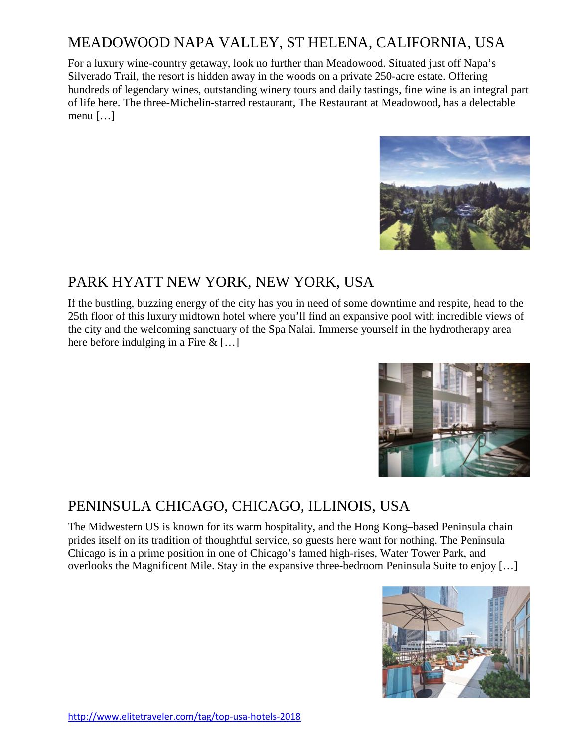## MEADOWOOD NAPA VALLEY, ST HELENA, CALIFORNIA, USA

For a luxury wine-country getaway, look no further than Meadowood. Situated just off Napa's Silverado Trail, the resort is hidden away in the woods on a private 250-acre estate. Offering hundreds of legendary wines, outstanding winery tours and daily tastings, fine wine is an integral part of life here. The three-Michelin-starred restaurant, The Restaurant at Meadowood, has a delectable menu […]

## PARK HYATT NEW YORK, NEW YORK, USA

If the bustling, buzzing energy of the city has you in need of some downtime and respite, head to the 25th floor of this luxury midtown hotel where you'll find an expansive pool with incredible views of the city and the welcoming sanctuary of the Spa Nalai. Immerse yourself in the hydrotherapy area here before indulging in a Fire & […]

## PENINSULA CHICAGO, CHICAGO, ILLINOIS, USA

The Midwestern US is known for its warm hospitality, and the Hong Kong–based Peninsula chain prides itself on its tradition of thoughtful service, so guests here want for nothing. The Peninsula Chicago is in a prime position in one of Chicago's famed high-rises, Water Tower Park, and overlooks the Magnificent Mile. Stay in the expansive three-bedroom Peninsula Suite to enjoy […]

http://www.elitetraveler.com/tag/top-usa-hotels-2018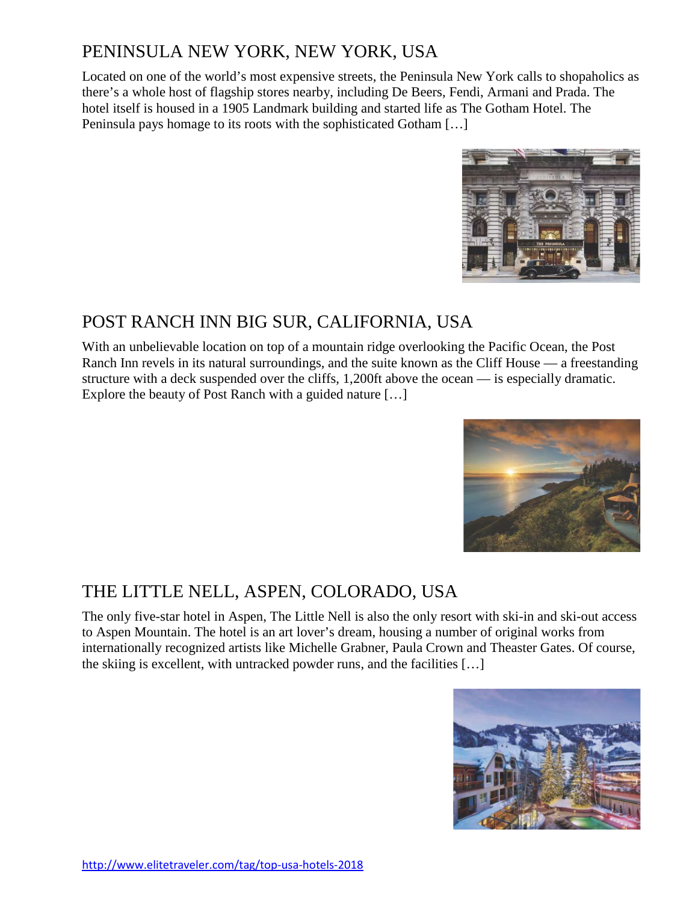## PENINSULA NEW YORK, NEW YORK, USA

Located on one of the world's most expensive streets, the Peninsula New York calls to shopaholics as there's a whole host of flagship stores nearby, including De Beers, Fendi, Armani and Prada. The hotel itself is housed in a 1905 Landmark building and started life as The Gotham Hotel. The Peninsula pays homage to its roots with the sophisticated Gotham […]

## POST RANCH INN BIG SUR, CALIFORNIA, USA

With an unbelievable location on top of a mountain ridge overlooking the Pacific Ocean, the Post Ranch Inn revels in its natural surroundings, and the suite known as the Cliff House — a freestanding structure with a deck suspended over the cliffs, 1,200ft above the ocean — is especially dramatic. Explore the beauty of Post Ranch with a guided nature […]

## THE LITTLE NELL, ASPEN, COLORADO, USA

The only five-star hotel in Aspen, The Little Nell is also the only resort with ski-in and ski-out access to Aspen Mountain. The hotel is an art lover's dream, housing a number of original works from internationally recognized artists like Michelle Grabner, Paula Crown and Theaster Gates. Of course, the skiing is excellent, with untracked powder runs, and the facilities […]

http://www.elitetraveler.com/tag/top-usa-hotels-2018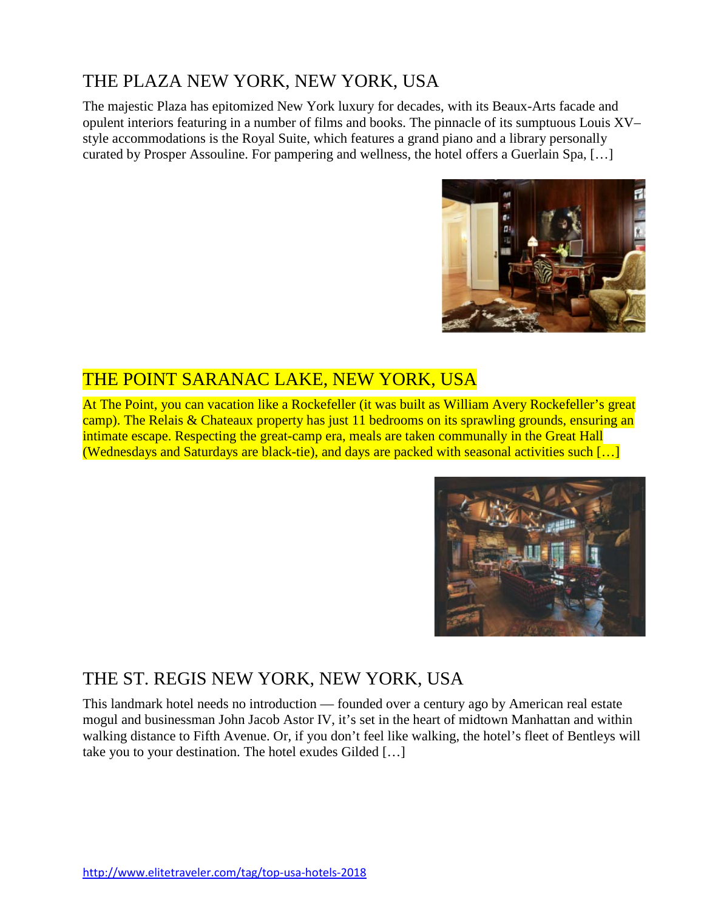## THE PLAZA NEW YORK, NEW YORK, USA

The majestic Plaza has epitomized New York luxury for decades, with its Beaux-Arts facade and opulent interiors featuring in a number of films and books. The pinnacle of its sumptuous Louis XV–style accommodations is the Royal Suite, which features a grand piano and a library personally curated by Prosper Assouline. For pampering and wellness, the hotel offers a Guerlain Spa, […]

## THE POINT SARANAC LAKE, NEW YORK, USA

At The Point, you can vacation like a Rockefeller (it was built as William Avery Rockefeller's great camp). The Relais & Chateaux property has just 11 bedrooms on its sprawling grounds, ensuring an intimate escape. Respecting the great-camp era, meals are taken communally in the Great Hall (Wednesdays and Saturdays are black-tie), and days are packed with seasonal activities such […]

## THE ST. REGIS NEW YORK, NEW YORK, USA

This landmark hotel needs no introduction — founded over a century ago by American real estate mogul and businessman John Jacob Astor IV, it's set in the heart of midtown Manhattan and within walking distance to Fifth Avenue. Or, if you don't feel like walking, the hotel's fleet of Bentleys will take you to your destination. The hotel exudes Gilded […]

http://www.elitetraveler.com/tag/top-usa-hotels-2018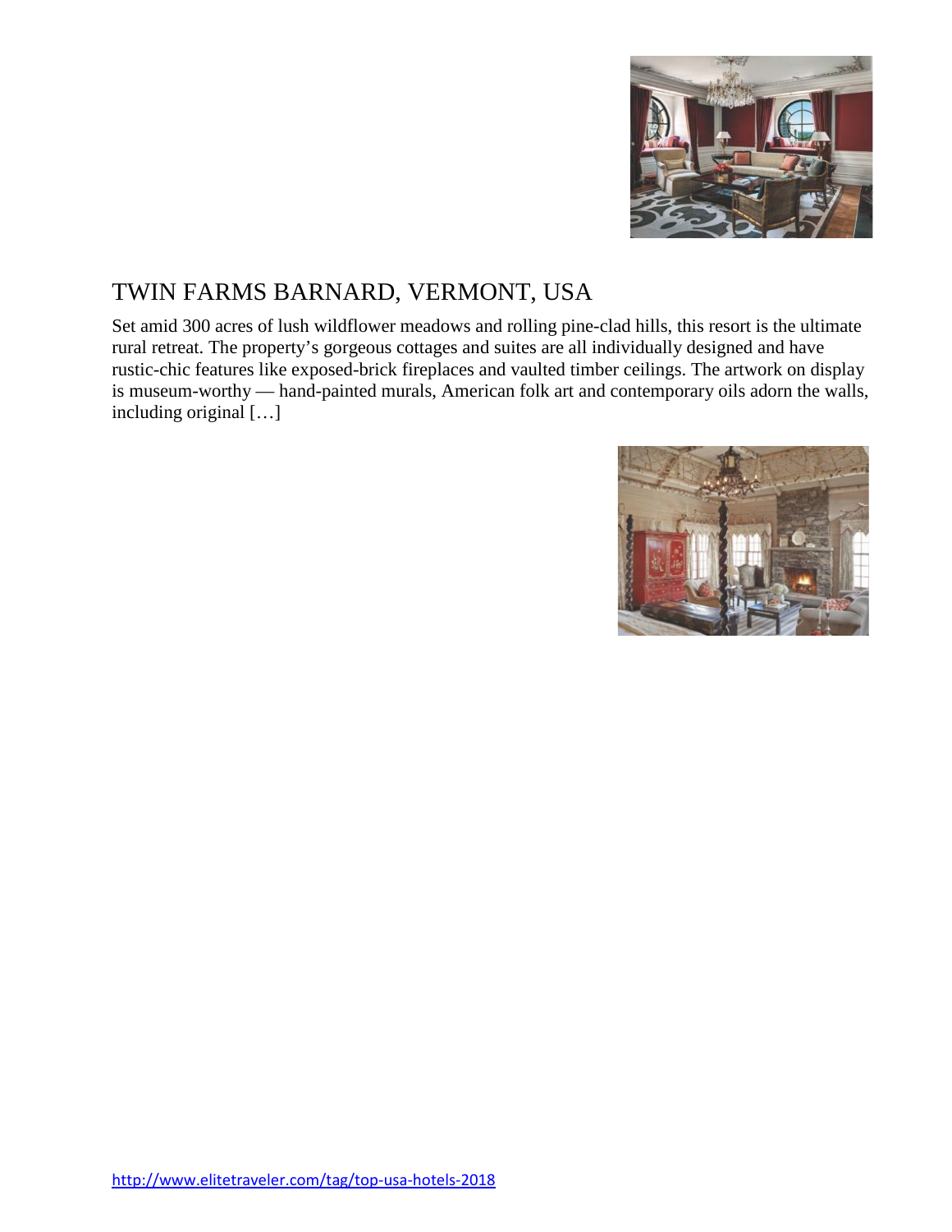## TWIN FARMS BARNARD, VERMONT, USA

Set amid 300 acres of lush wildflower meadows and rolling pine-clad hills, this resort is the ultimate rural retreat. The property's gorgeous cottages and suites are all individually designed and have rustic-chic features like exposed-brick fireplaces and vaulted timber ceilings. The artwork on display is museum-worthy — hand-painted murals, American folk art and contemporary oils adorn the walls, including original […]

http://www.elitetraveler.com/tag/top-usa-hotels-2018